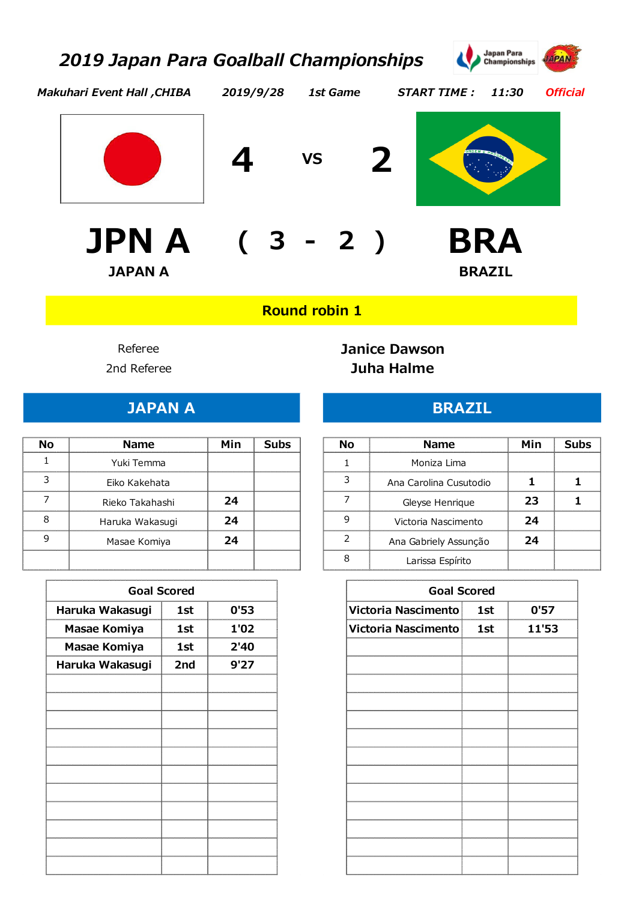# 2019 Japan Para Goalball Championships

Japan Para Championships JAPAN

*Makuhari Event Hall ,CHIBA* *2019/9/28* *1st Game* *START TIME : 11:30* *Official*

**4** VS **2**

**JPN A** ( 3 - 2 ) **BRA**

**JAPAN A** **BRAZIL**

**Round robin 1**

Referee **Janice Dawson**

2nd Referee **Juha Halme**

## JAPAN A

| No | Name | Min | Subs |
|---|---|---|---|
| 1 | Yuki Temma | | |
| 3 | Eiko Kakehata | | |
| 7 | Rieko Takahashi | 24 | |
| 8 | Haruka Wakasugi | 24 | |
| 9 | Masae Komiya | 24 | |
| | | | |

| Goal Scored | | |
|---|---|---|
| Haruka Wakasugi | 1st | 0'53 |
| Masae Komiya | 1st | 1'02 |
| Masae Komiya | 1st | 2'40 |
| Haruka Wakasugi | 2nd | 9'27 |

## BRAZIL

| No | Name | Min | Subs |
|---|---|---|---|
| 1 | Moniza Lima | | |
| 3 | Ana Carolina Cusutodio | 1 | 1 |
| 7 | Gleyse Henrique | 23 | 1 |
| 9 | Victoria Nascimento | 24 | |
| 2 | Ana Gabriely Assunção | 24 | |
| 8 | Larissa Espírito | | |

| Goal Scored | | |
|---|---|---|
| Victoria Nascimento | 1st | 0'57 |
| Victoria Nascimento | 1st | 11'53 |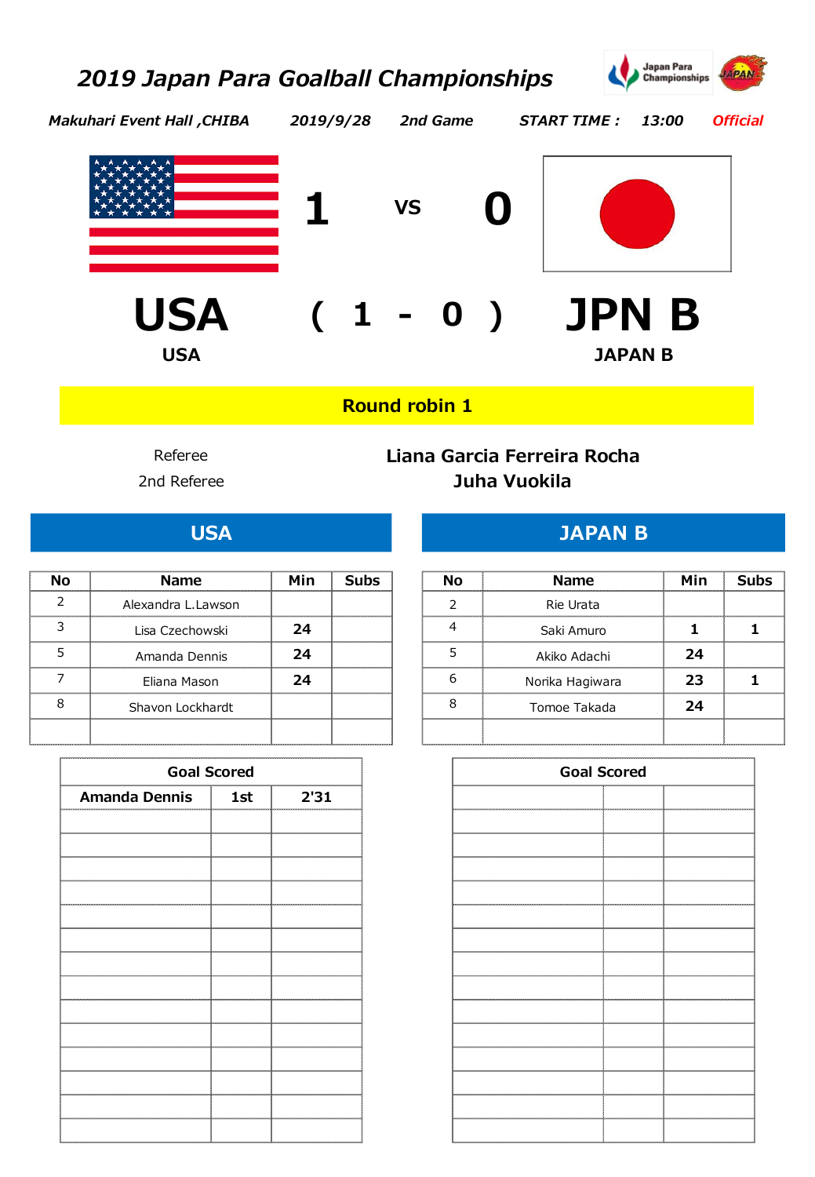# *2019 Japan Para Goalball Championships*

*Makuhari Event Hall ,CHIBA* *2019/9/28* *2nd Game* *START TIME : 13:00* *Official*

**1** VS **0**

# USA ( 1 - 0 ) JPN B

**USA** **JAPAN B**

**Round robin 1**

| | |
|---|---|
| Referee | **Liana Garcia Ferreira Rocha** |
| 2nd Referee | **Juha Vuokila** |

## USA

| No | Name | Min | Subs |
|---|---|---|---|
| 2 | Alexandra L.Lawson | | |
| 3 | Lisa Czechowski | 24 | |
| 5 | Amanda Dennis | 24 | |
| 7 | Eliana Mason | 24 | |
| 8 | Shavon Lockhardt | | |
| | | | |

| Goal Scored | | |
|---|---|---|
| Amanda Dennis | 1st | 2'31 |

## JAPAN B

| No | Name | Min | Subs |
|---|---|---|---|
| 2 | Rie Urata | | |
| 4 | Saki Amuro | 1 | 1 |
| 5 | Akiko Adachi | 24 | |
| 6 | Norika Hagiwara | 23 | 1 |
| 8 | Tomoe Takada | 24 | |
| | | | |

| Goal Scored | | |
|---|---|---|
| | | |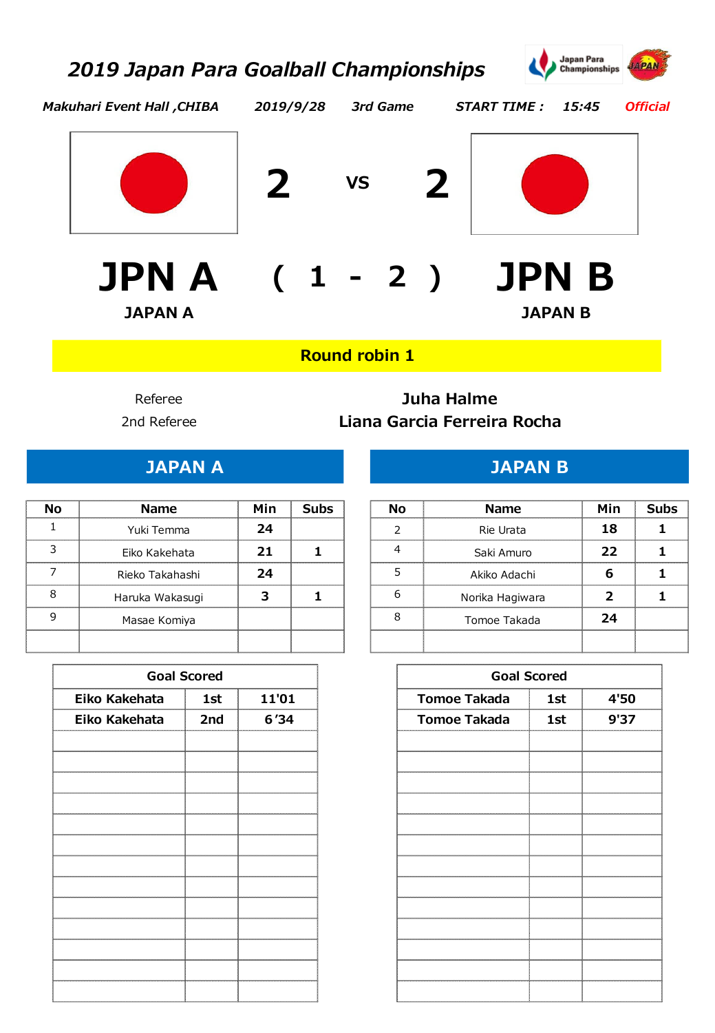# *2019 Japan Para Goalball Championships*

*Makuhari Event Hall ,CHIBA* *2019/9/28* *3rd Game* *START TIME : 15:45* *Official*

| | | | | |
|---|---|---|---|---|
| | **2** | **VS** | **2** | |
| **JPN A** | **( 1** | **-** | **2 )** | **JPN B** |
| **JAPAN A** | | | | **JAPAN B** |

**Round robin 1**

| | |
|---|---|
| Referee | **Juha Halme** |
| 2nd Referee | **Liana Garcia Ferreira Rocha** |

## JAPAN A

| No | Name | Min | Subs |
|---|---|---|---|
| 1 | Yuki Temma | 24 | |
| 3 | Eiko Kakehata | 21 | 1 |
| 7 | Rieko Takahashi | 24 | |
| 8 | Haruka Wakasugi | 3 | 1 |
| 9 | Masae Komiya | | |
| | | | |

| Goal Scored | | |
|---|---|---|
| Eiko Kakehata | 1st | 11'01 |
| Eiko Kakehata | 2nd | 6'34 |

## JAPAN B

| No | Name | Min | Subs |
|---|---|---|---|
| 2 | Rie Urata | 18 | 1 |
| 4 | Saki Amuro | 22 | 1 |
| 5 | Akiko Adachi | 6 | 1 |
| 6 | Norika Hagiwara | 2 | 1 |
| 8 | Tomoe Takada | 24 | |
| | | | |

| Goal Scored | | |
|---|---|---|
| Tomoe Takada | 1st | 4'50 |
| Tomoe Takada | 1st | 9'37 |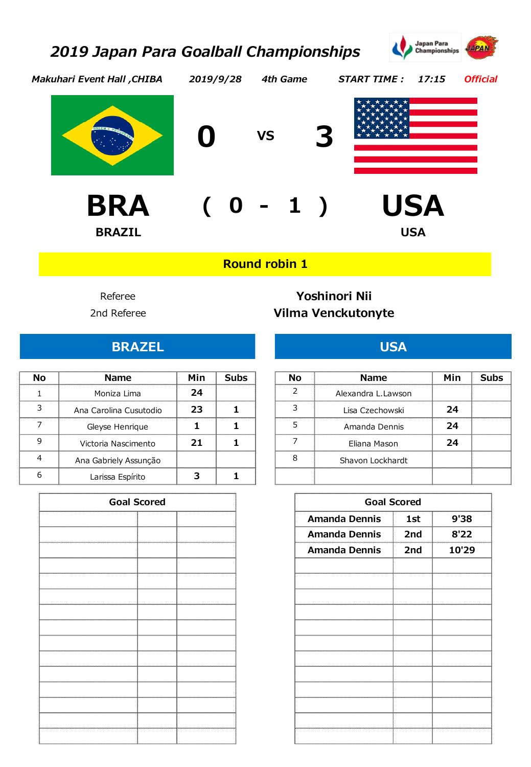# 2019 Japan Para Goalball Championships

*Makuhari Event Hall ,CHIBA* *2019/9/28* *4th Game* *START TIME : 17:15* *Official*

| BRA | 0 | VS | 3 | USA |
|---|---|---|---|---|
| BRAZIL | ( 0 | - | 1 ) | USA |

**Round robin 1**

| | |
|---|---|
| Referee | **Yoshinori Nii** |
| 2nd Referee | **Vilma Venckutonyte** |

## BRAZEL

| No | Name | Min | Subs |
|---|---|---|---|
| 1 | Moniza Lima | 24 | |
| 3 | Ana Carolina Cusutodio | 23 | 1 |
| 7 | Gleyse Henrique | 1 | 1 |
| 9 | Victoria Nascimento | 21 | 1 |
| 4 | Ana Gabriely Assunção | | |
| 6 | Larissa Espírito | 3 | 1 |

| Goal Scored | | |
|---|---|---|
| | | |

## USA

| No | Name | Min | Subs |
|---|---|---|---|
| 2 | Alexandra L.Lawson | | |
| 3 | Lisa Czechowski | 24 | |
| 5 | Amanda Dennis | 24 | |
| 7 | Eliana Mason | 24 | |
| 8 | Shavon Lockhardt | | |
| | | | |

| Goal Scored | | |
|---|---|---|
| Amanda Dennis | 1st | 9'38 |
| Amanda Dennis | 2nd | 8'22 |
| Amanda Dennis | 2nd | 10'29 |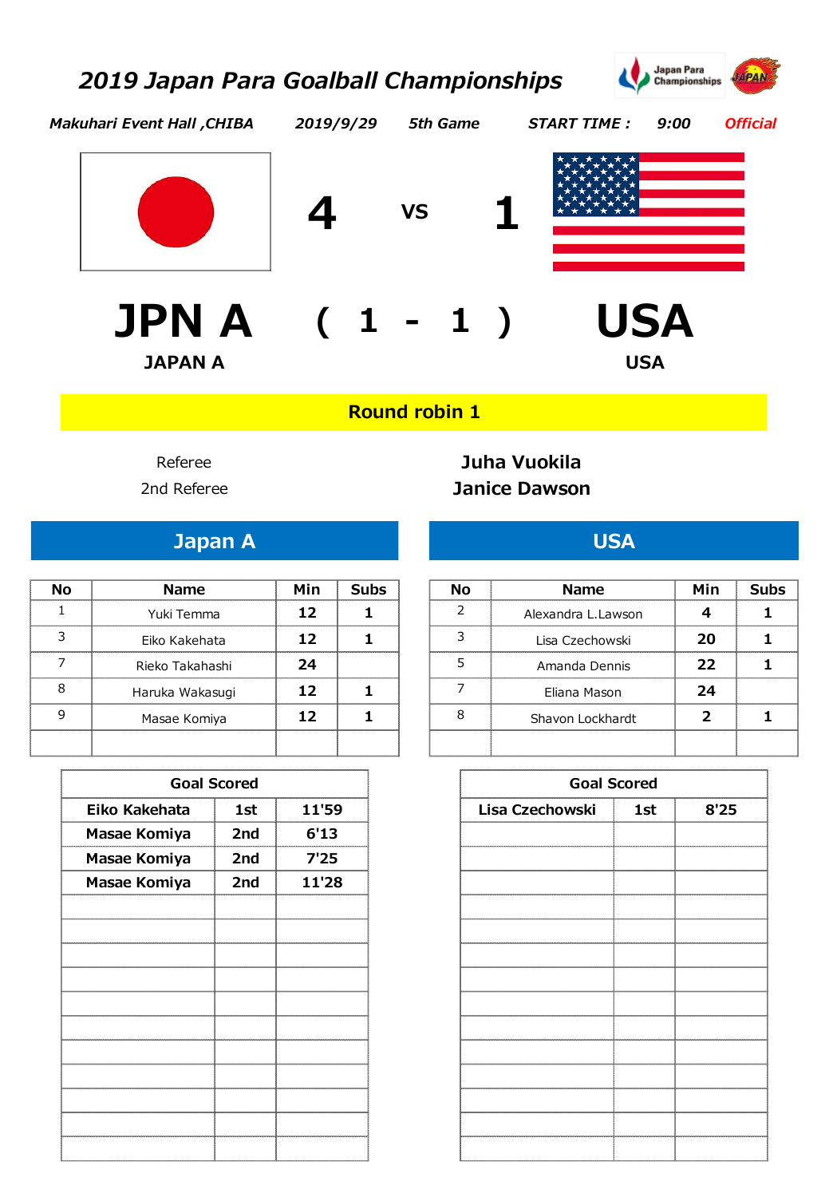# *2019 Japan Para Goalball Championships*

Japan Para Championships

*Makuhari Event Hall ,CHIBA* *2019/9/29* *5th Game* *START TIME : 9:00* *Official*

# 4 VS 1

# JPN A ( 1 - 1 ) USA

**JAPAN A** **USA**

**Round robin 1**

Referee **Juha Vuokila**

2nd Referee **Janice Dawson**

## Japan A

| No | Name | Min | Subs |
|---|---|---|---|
| 1 | Yuki Temma | 12 | 1 |
| 3 | Eiko Kakehata | 12 | 1 |
| 7 | Rieko Takahashi | 24 | |
| 8 | Haruka Wakasugi | 12 | 1 |
| 9 | Masae Komiya | 12 | 1 |
| | | | |

| Goal Scored | | |
|---|---|---|
| Eiko Kakehata | 1st | 11'59 |
| Masae Komiya | 2nd | 6'13 |
| Masae Komiya | 2nd | 7'25 |
| Masae Komiya | 2nd | 11'28 |

## USA

| No | Name | Min | Subs |
|---|---|---|---|
| 2 | Alexandra L.Lawson | 4 | 1 |
| 3 | Lisa Czechowski | 20 | 1 |
| 5 | Amanda Dennis | 22 | 1 |
| 7 | Eliana Mason | 24 | |
| 8 | Shavon Lockhardt | 2 | 1 |
| | | | |

| Goal Scored | | |
|---|---|---|
| Lisa Czechowski | 1st | 8'25 |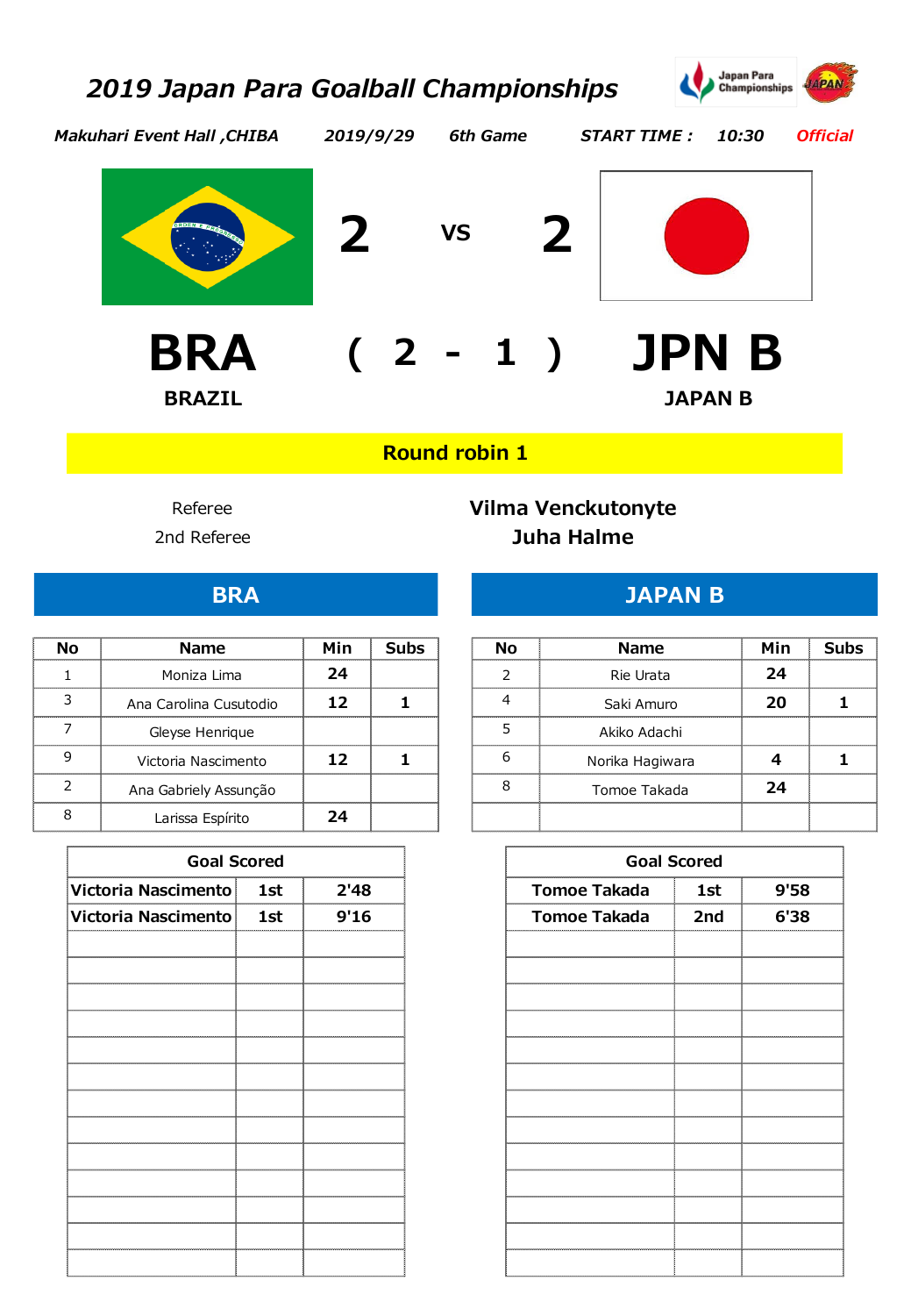# *2019 Japan Para Goalball Championships*

*Makuhari Event Hall ,CHIBA* *2019/9/29* *6th Game* *START TIME : 10:30* *Official*

# 2 VS 2

# BRA ( 2 - 1 ) JPN B

**BRAZIL** **JAPAN B**

**Round robin 1**

Referee **Vilma Venckutonyte**

2nd Referee **Juha Halme**

## BRA

| No | Name | Min | Subs |
|---|---|---|---|
| 1 | Moniza Lima | 24 | |
| 3 | Ana Carolina Cusutodio | 12 | 1 |
| 7 | Gleyse Henrique | | |
| 9 | Victoria Nascimento | 12 | 1 |
| 2 | Ana Gabriely Assunção | | |
| 8 | Larissa Espírito | 24 | |

| Goal Scored | | |
|---|---|---|
| Victoria Nascimento | 1st | 2'48 |
| Victoria Nascimento | 1st | 9'16 |

## JAPAN B

| No | Name | Min | Subs |
|---|---|---|---|
| 2 | Rie Urata | 24 | |
| 4 | Saki Amuro | 20 | 1 |
| 5 | Akiko Adachi | | |
| 6 | Norika Hagiwara | 4 | 1 |
| 8 | Tomoe Takada | 24 | |

| Goal Scored | | |
|---|---|---|
| Tomoe Takada | 1st | 9'58 |
| Tomoe Takada | 2nd | 6'38 |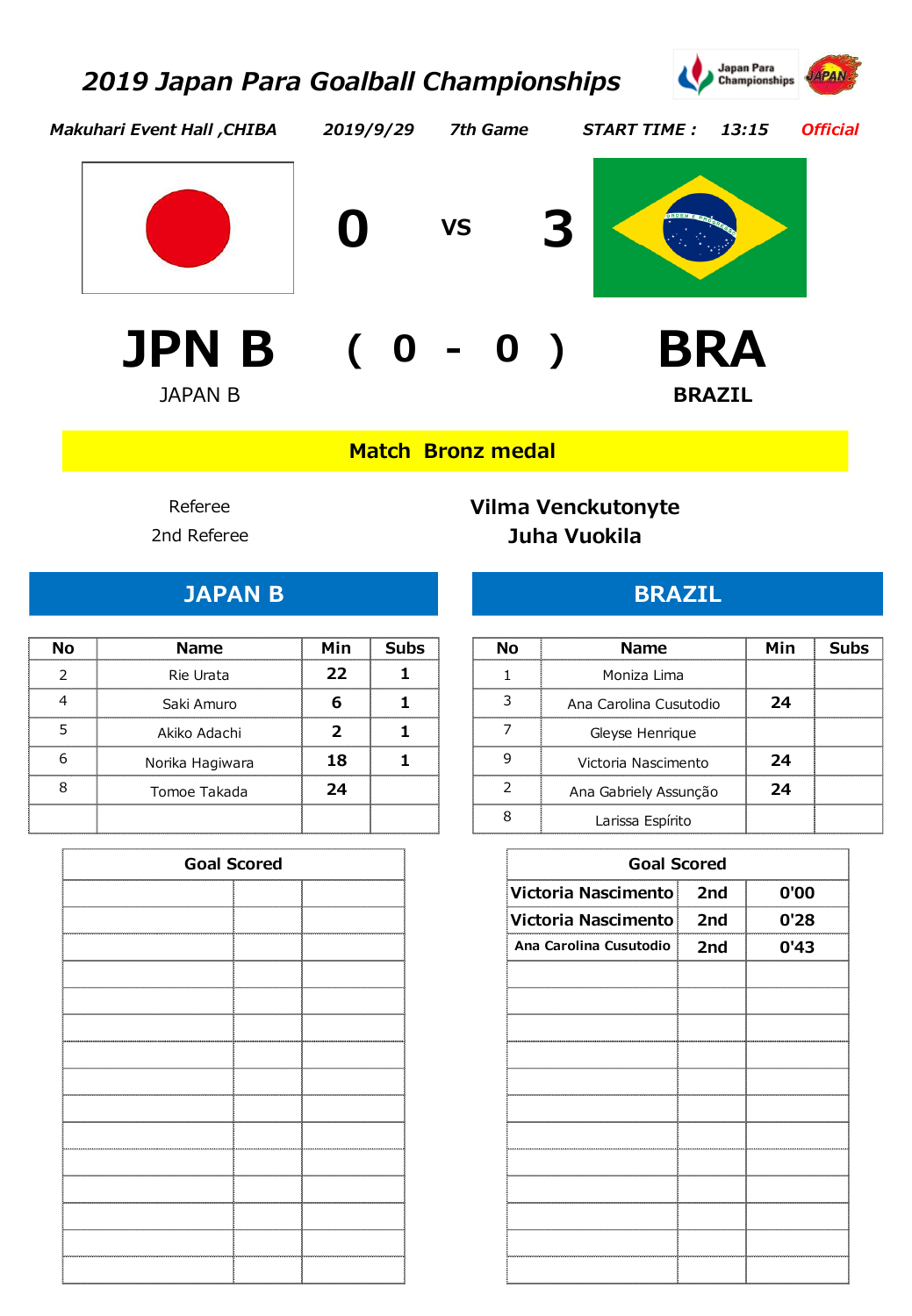# 2019 Japan Para Goalball Championships

*Makuhari Event Hall ,CHIBA* *2019/9/29* *7th Game* *START TIME : 13:15* *Official*

| JPN B | 0 | VS | 3 | BRA |
|---|---|---|---|---|
| JAPAN B | ( 0 | - | 0 ) | BRAZIL |

**Match Bronz medal**

| | |
|---|---|
| Referee | **Vilma Venckutonyte** |
| 2nd Referee | **Juha Vuokila** |

## JAPAN B

| No | Name | Min | Subs |
|---|---|---|---|
| 2 | Rie Urata | 22 | 1 |
| 4 | Saki Amuro | 6 | 1 |
| 5 | Akiko Adachi | 2 | 1 |
| 6 | Norika Hagiwara | 18 | 1 |
| 8 | Tomoe Takada | 24 | |
| | | | |

| Goal Scored | | |
|---|---|---|
| | | |

## BRAZIL

| No | Name | Min | Subs |
|---|---|---|---|
| 1 | Moniza Lima | | |
| 3 | Ana Carolina Cusutodio | 24 | |
| 7 | Gleyse Henrique | | |
| 9 | Victoria Nascimento | 24 | |
| 2 | Ana Gabriely Assunção | 24 | |
| 8 | Larissa Espírito | | |

| Goal Scored | | |
|---|---|---|
| Victoria Nascimento | 2nd | 0'00 |
| Victoria Nascimento | 2nd | 0'28 |
| Ana Carolina Cusutodio | 2nd | 0'43 |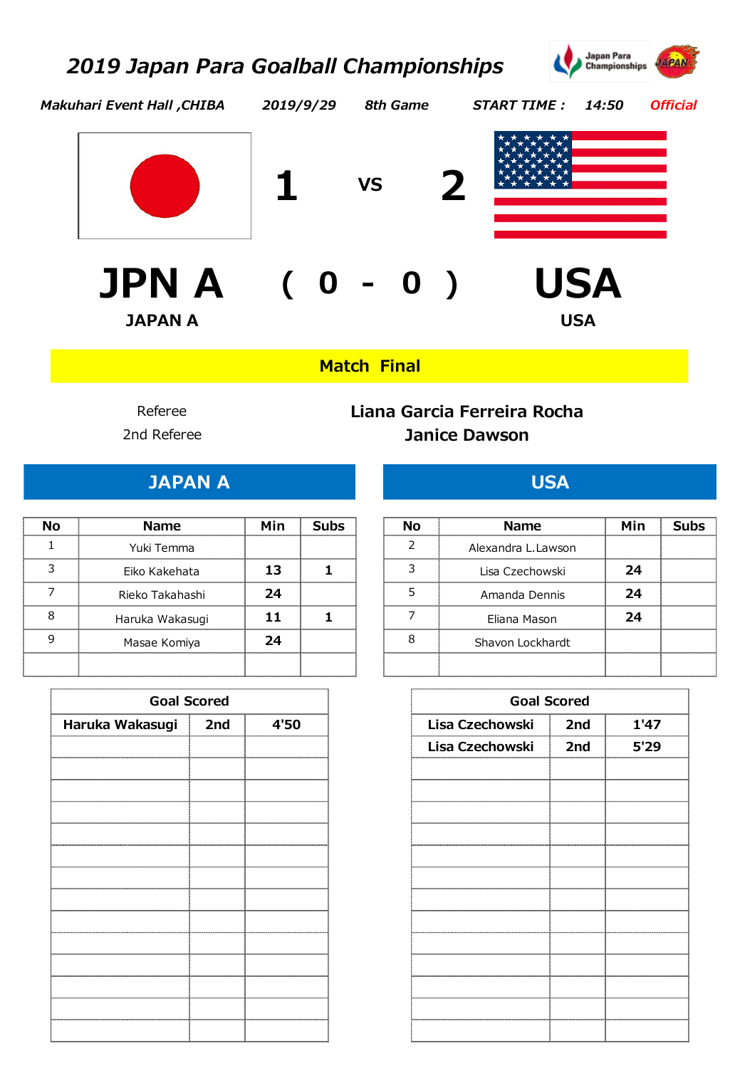# *2019 Japan Para Goalball Championships*

*Makuhari Event Hall ,CHIBA* *2019/9/29* *8th Game* *START TIME : 14:50* *Official*

**1** VS **2**

# JPN A ( 0 - 0 ) USA

**JAPAN A** **USA**

**Match Final**

Referee **Liana Garcia Ferreira Rocha**

2nd Referee **Janice Dawson**

## JAPAN A

| No | Name | Min | Subs |
|---|---|---|---|
| 1 | Yuki Temma | | |
| 3 | Eiko Kakehata | 13 | 1 |
| 7 | Rieko Takahashi | 24 | |
| 8 | Haruka Wakasugi | 11 | 1 |
| 9 | Masae Komiya | 24 | |
| | | | |

| Goal Scored | | |
|---|---|---|
| Haruka Wakasugi | 2nd | 4'50 |

## USA

| No | Name | Min | Subs |
|---|---|---|---|
| 2 | Alexandra L.Lawson | | |
| 3 | Lisa Czechowski | 24 | |
| 5 | Amanda Dennis | 24 | |
| 7 | Eliana Mason | 24 | |
| 8 | Shavon Lockhardt | | |
| | | | |

| Goal Scored | | |
|---|---|---|
| Lisa Czechowski | 2nd | 1'47 |
| Lisa Czechowski | 2nd | 5'29 |